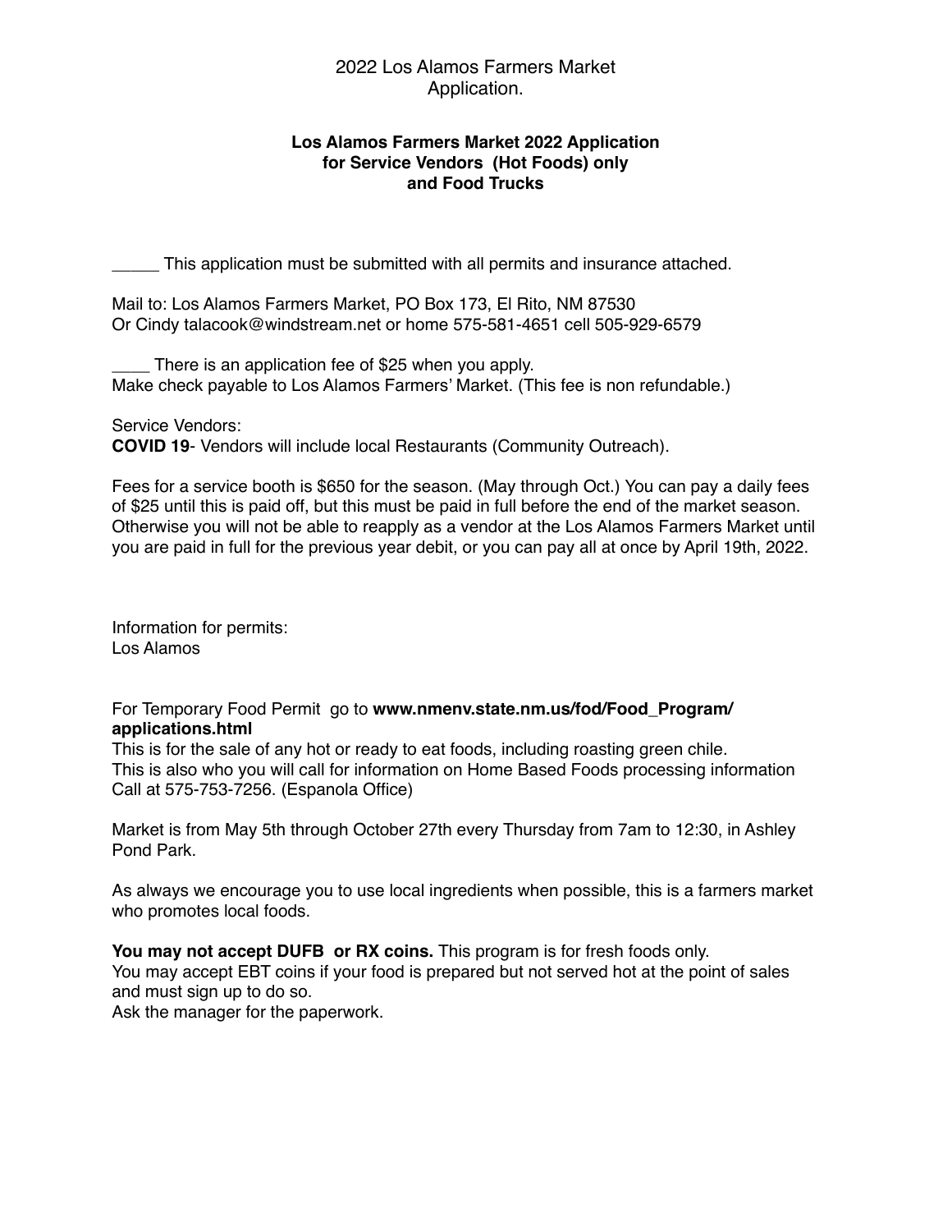2022 Los Alamos Farmers Market
Application.

**Los Alamos Farmers Market 2022 Application for Service Vendors (Hot Foods) only and Food Trucks**

_____ This application must be submitted with all permits and insurance attached.

Mail to: Los Alamos Farmers Market, PO Box 173, El Rito, NM 87530
Or Cindy talacook@windstream.net or home 575-581-4651 cell 505-929-6579

____ There is an application fee of $25 when you apply.
Make check payable to Los Alamos Farmers' Market. (This fee is non refundable.)

Service Vendors:
**COVID 19**- Vendors will include local Restaurants (Community Outreach).

Fees for a service booth is $650 for the season. (May through Oct.) You can pay a daily fees of $25 until this is paid off, but this must be paid in full before the end of the market season. Otherwise you will not be able to reapply as a vendor at the Los Alamos Farmers Market until you are paid in full for the previous year debit, or you can pay all at once by April 19th, 2022.

Information for permits:
Los Alamos

For Temporary Food Permit go to **www.nmenv.state.nm.us/fod/Food_Program/applications.html**
This is for the sale of any hot or ready to eat foods, including roasting green chile.
This is also who you will call for information on Home Based Foods processing information
Call at 575-753-7256. (Espanola Office)

Market is from May 5th through October 27th every Thursday from 7am to 12:30, in Ashley Pond Park.

As always we encourage you to use local ingredients when possible, this is a farmers market who promotes local foods.

**You may not accept DUFB or RX coins.** This program is for fresh foods only.
You may accept EBT coins if your food is prepared but not served hot at the point of sales and must sign up to do so.
Ask the manager for the paperwork.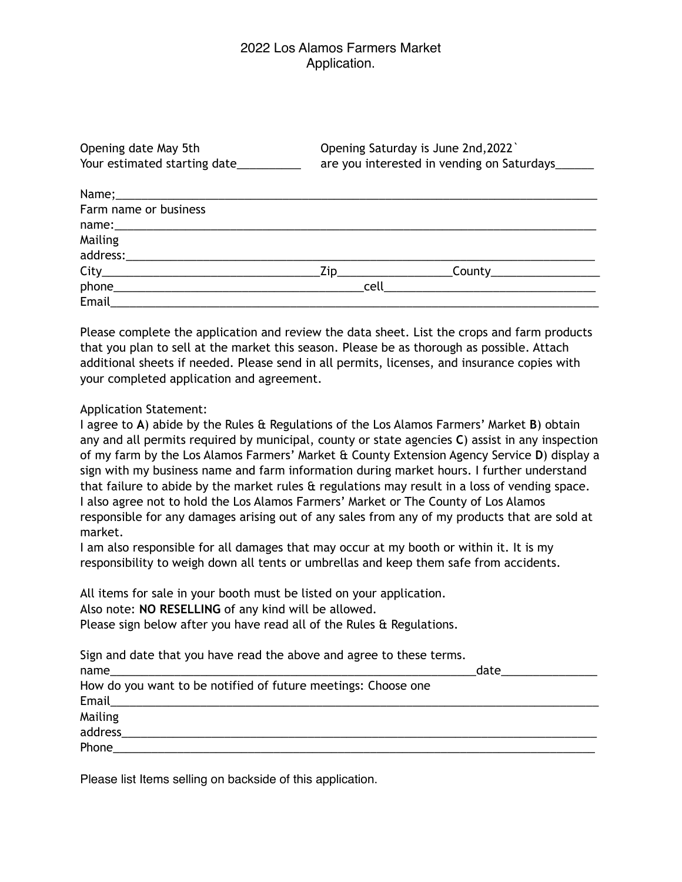# 2022 Los Alamos Farmers Market Application.

Opening date May 5th
Your estimated starting date__________

Opening Saturday is June 2nd,2022`
are you interested in vending on Saturdays______

Name;___________________________________________________________________________
Farm name or business name:_____________________________________________________________
Mailing address:_________________________________________________________________
City__________________________________Zip__________________County__________________
phone_________________________________________cell___________________________________
Email___________________________________________________________________________

Please complete the application and review the data sheet. List the crops and farm products that you plan to sell at the market this season. Please be as thorough as possible. Attach additional sheets if needed. Please send in all permits, licenses, and insurance copies with your completed application and agreement.

Application Statement:
I agree to **A**) abide by the Rules & Regulations of the Los Alamos Farmers' Market **B**) obtain any and all permits required by municipal, county or state agencies **C**) assist in any inspection of my farm by the Los Alamos Farmers' Market & County Extension Agency Service **D**) display a sign with my business name and farm information during market hours. I further understand that failure to abide by the market rules & regulations may result in a loss of vending space. I also agree not to hold the Los Alamos Farmers' Market or The County of Los Alamos responsible for any damages arising out of any sales from any of my products that are sold at market.
I am also responsible for all damages that may occur at my booth or within it. It is my responsibility to weigh down all tents or umbrellas and keep them safe from accidents.

All items for sale in your booth must be listed on your application.
Also note: **NO RESELLING** of any kind will be allowed.
Please sign below after you have read all of the Rules & Regulations.

Sign and date that you have read the above and agree to these terms.
name________________________________________________________________date________________
How do you want to be notified of future meetings: Choose one
Email___________________________________________________________________________
Mailing address__________________________________________________________________
Phone___________________________________________________________________________

Please list Items selling on backside of this application.